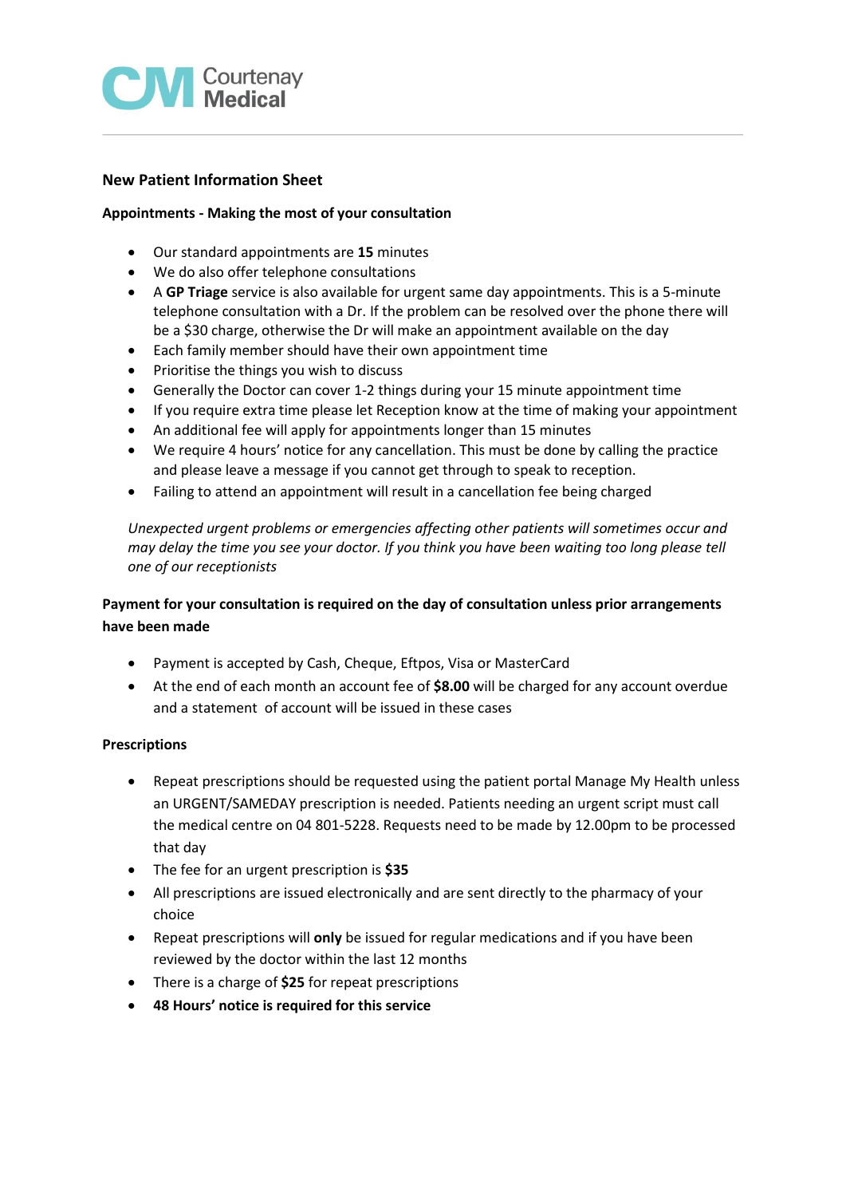**Courtenay Medical**

## New Patient Information Sheet

### Appointments - Making the most of your consultation

- Our standard appointments are **15** minutes
- We do also offer telephone consultations
- A **GP Triage** service is also available for urgent same day appointments. This is a 5-minute telephone consultation with a Dr. If the problem can be resolved over the phone there will be a $30 charge, otherwise the Dr will make an appointment available on the day
- Each family member should have their own appointment time
- Prioritise the things you wish to discuss
- Generally the Doctor can cover 1-2 things during your 15 minute appointment time
- If you require extra time please let Reception know at the time of making your appointment
- An additional fee will apply for appointments longer than 15 minutes
- We require 4 hours' notice for any cancellation. This must be done by calling the practice and please leave a message if you cannot get through to speak to reception.
- Failing to attend an appointment will result in a cancellation fee being charged

*Unexpected urgent problems or emergencies affecting other patients will sometimes occur and may delay the time you see your doctor. If you think you have been waiting too long please tell one of our receptionists*

### Payment for your consultation is required on the day of consultation unless prior arrangements have been made

- Payment is accepted by Cash, Cheque, Eftpos, Visa or MasterCard
- At the end of each month an account fee of **$8.00** will be charged for any account overdue and a statement of account will be issued in these cases

### Prescriptions

- Repeat prescriptions should be requested using the patient portal Manage My Health unless an URGENT/SAMEDAY prescription is needed. Patients needing an urgent script must call the medical centre on 04 801-5228. Requests need to be made by 12.00pm to be processed that day
- The fee for an urgent prescription is **$35**
- All prescriptions are issued electronically and are sent directly to the pharmacy of your choice
- Repeat prescriptions will **only** be issued for regular medications and if you have been reviewed by the doctor within the last 12 months
- There is a charge of **$25** for repeat prescriptions
- **48 Hours' notice is required for this service**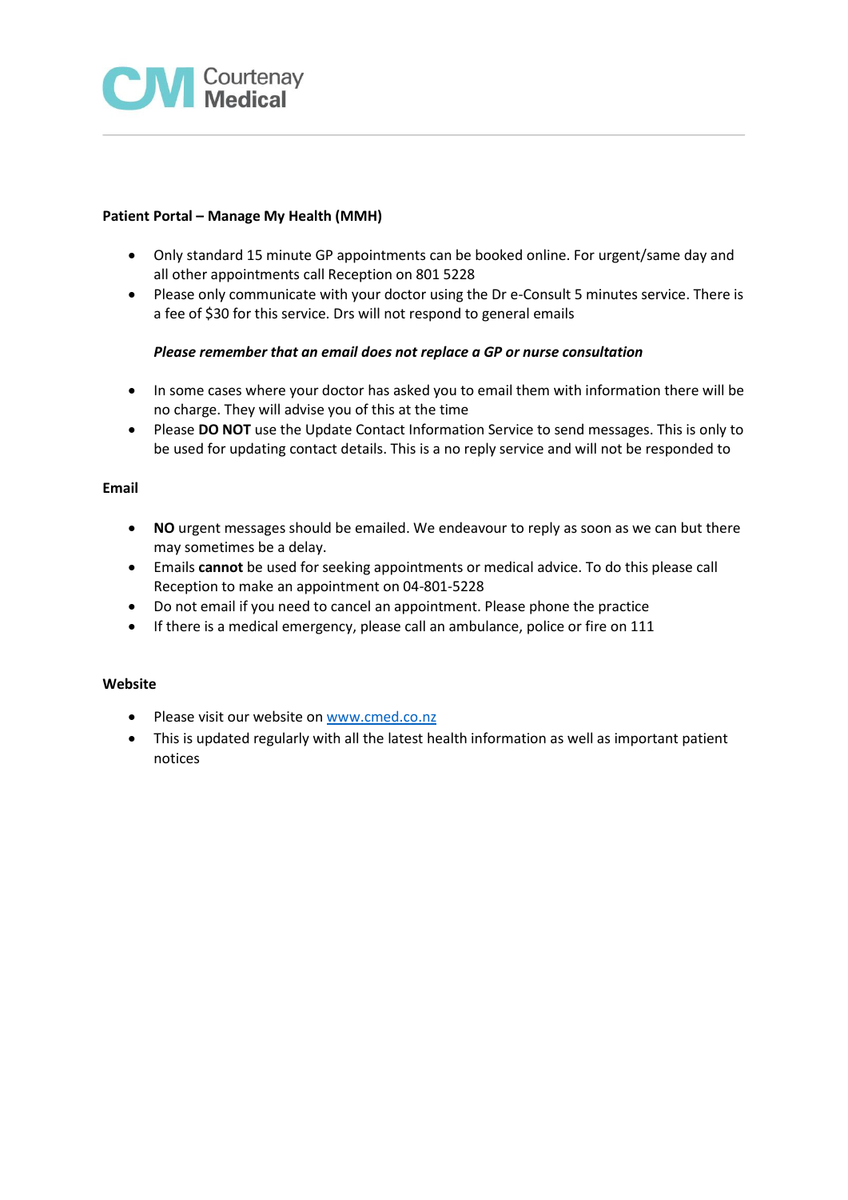Courtenay Medical

**Patient Portal – Manage My Health (MMH)**

- Only standard 15 minute GP appointments can be booked online. For urgent/same day and all other appointments call Reception on 801 5228
- Please only communicate with your doctor using the Dr e-Consult 5 minutes service. There is a fee of $30 for this service. Drs will not respond to general emails

***Please remember that an email does not replace a GP or nurse consultation***

- In some cases where your doctor has asked you to email them with information there will be no charge. They will advise you of this at the time
- Please **DO NOT** use the Update Contact Information Service to send messages. This is only to be used for updating contact details. This is a no reply service and will not be responded to

**Email**

- **NO** urgent messages should be emailed. We endeavour to reply as soon as we can but there may sometimes be a delay.
- Emails **cannot** be used for seeking appointments or medical advice. To do this please call Reception to make an appointment on 04-801-5228
- Do not email if you need to cancel an appointment. Please phone the practice
- If there is a medical emergency, please call an ambulance, police or fire on 111

**Website**

- Please visit our website on www.cmed.co.nz
- This is updated regularly with all the latest health information as well as important patient notices